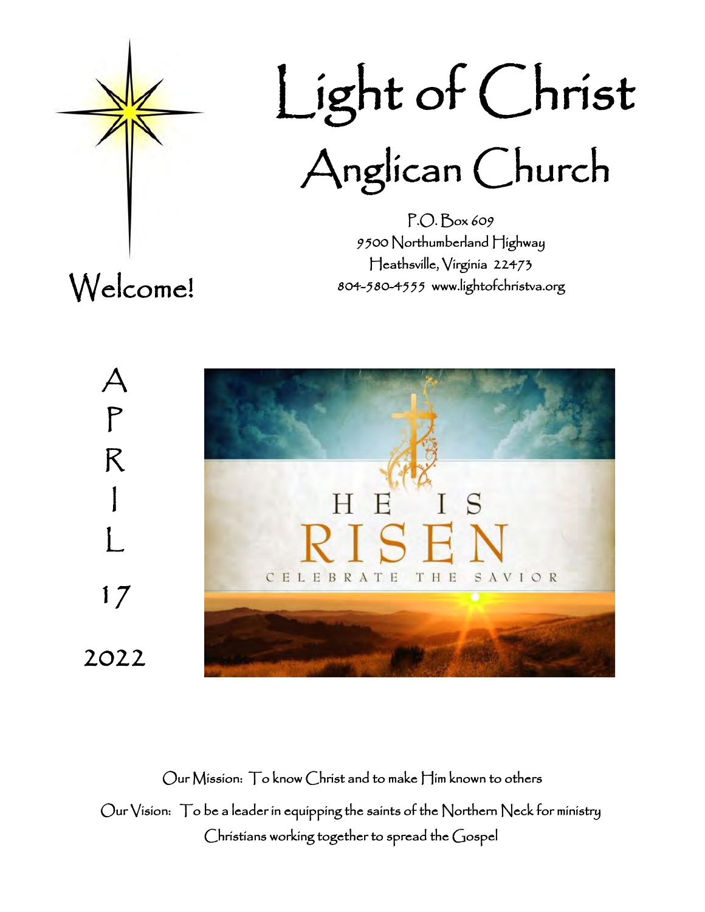# Light of Christ
## Anglican Church

P.O. Box 609
9500 Northumberland Highway
Heathsville, Virginia 22473
804-580-4555 www.lightofchristva.org

Welcome!

APRIL 17 2022

HE IS RISEN
CELEBRATE THE SAVIOR

Our Mission: To know Christ and to make Him known to others

Our Vision: To be a leader in equipping the saints of the Northern Neck for ministry
Christians working together to spread the Gospel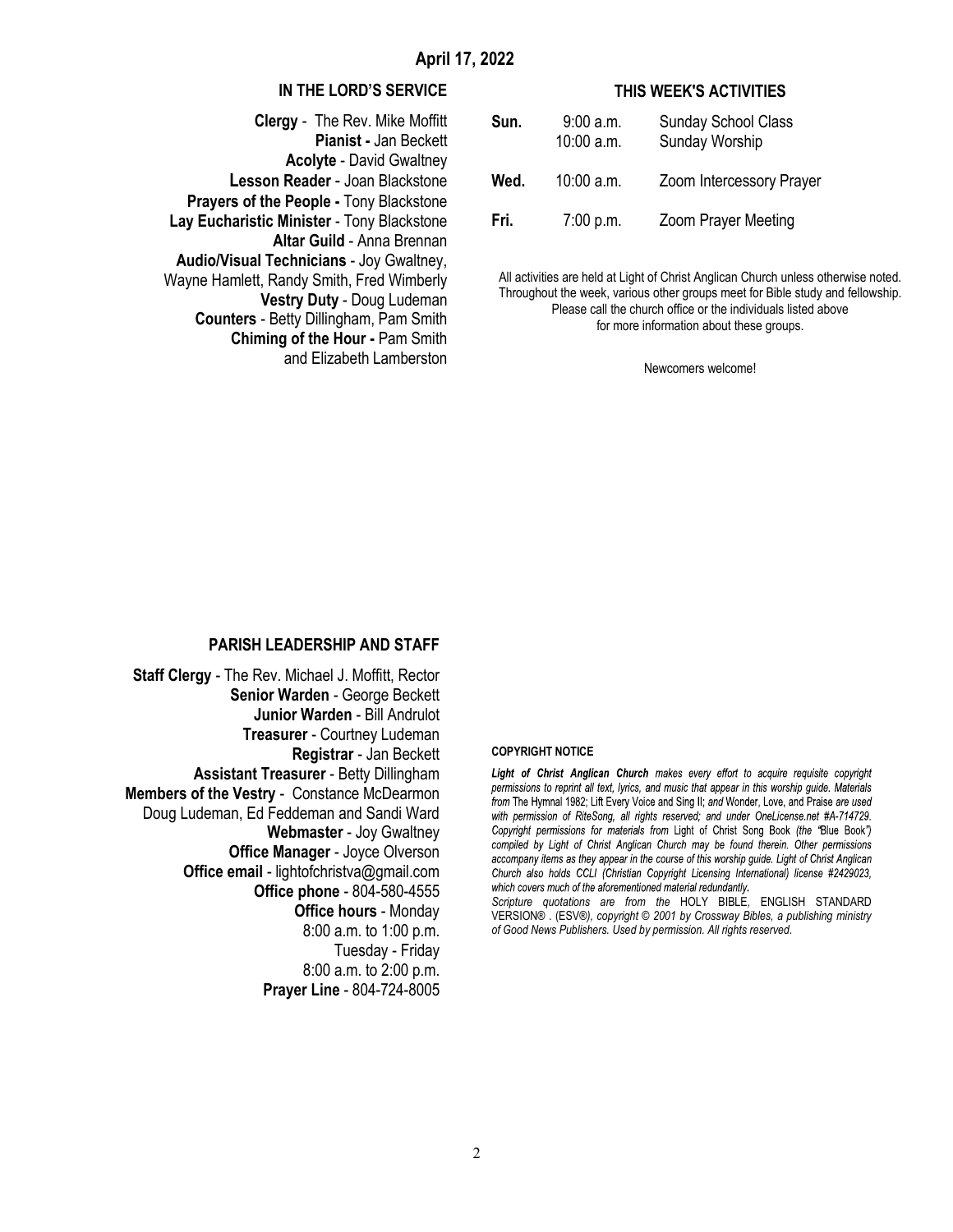## April 17, 2022

### IN THE LORD'S SERVICE

**Clergy** - The Rev. Mike Moffitt
**Pianist -** Jan Beckett
**Acolyte** - David Gwaltney
**Lesson Reader** - Joan Blackstone
**Prayers of the People -** Tony Blackstone
**Lay Eucharistic Minister** - Tony Blackstone
**Altar Guild** - Anna Brennan
**Audio/Visual Technicians** - Joy Gwaltney, Wayne Hamlett, Randy Smith, Fred Wimberly
**Vestry Duty** - Doug Ludeman
**Counters** - Betty Dillingham, Pam Smith
**Chiming of the Hour -** Pam Smith and Elizabeth Lamberston

### THIS WEEK'S ACTIVITIES

| | | |
|---|---|---|
| **Sun.** | 9:00 a.m. | Sunday School Class |
| | 10:00 a.m. | Sunday Worship |
| **Wed.** | 10:00 a.m. | Zoom Intercessory Prayer |
| **Fri.** | 7:00 p.m. | Zoom Prayer Meeting |

All activities are held at Light of Christ Anglican Church unless otherwise noted. Throughout the week, various other groups meet for Bible study and fellowship. Please call the church office or the individuals listed above for more information about these groups.

Newcomers welcome!

### PARISH LEADERSHIP AND STAFF

**Staff Clergy** - The Rev. Michael J. Moffitt, Rector
**Senior Warden** - George Beckett
**Junior Warden** - Bill Andrulot
**Treasurer** - Courtney Ludeman
**Registrar** - Jan Beckett
**Assistant Treasurer** - Betty Dillingham
**Members of the Vestry** - Constance McDearmon Doug Ludeman, Ed Feddeman and Sandi Ward
**Webmaster** - Joy Gwaltney
**Office Manager** - Joyce Olverson
**Office email** - lightofchristva@gmail.com
**Office phone** - 804-580-4555
**Office hours** - Monday 8:00 a.m. to 1:00 p.m. Tuesday - Friday 8:00 a.m. to 2:00 p.m.
**Prayer Line** - 804-724-8005

**COPYRIGHT NOTICE**

***Light of Christ Anglican Church** makes every effort to acquire requisite copyright permissions to reprint all text, lyrics, and music that appear in this worship guide. Materials from* The Hymnal 1982; Lift Every Voice and Sing II; *and* Wonder, Love, and Praise *are used with permission of RiteSong, all rights reserved; and under OneLicense.net #A-714729. Copyright permissions for materials from* Light of Christ Song Book *(the "*Blue Book*") compiled by Light of Christ Anglican Church may be found therein. Other permissions accompany items as they appear in the course of this worship guide. Light of Christ Anglican Church also holds CCLI (Christian Copyright Licensing International) license #2429023, which covers much of the aforementioned material redundantly.*

*Scripture quotations are from the* HOLY BIBLE, ENGLISH STANDARD VERSION® . (ESV®)*, copyright © 2001 by Crossway Bibles, a publishing ministry of Good News Publishers. Used by permission. All rights reserved.*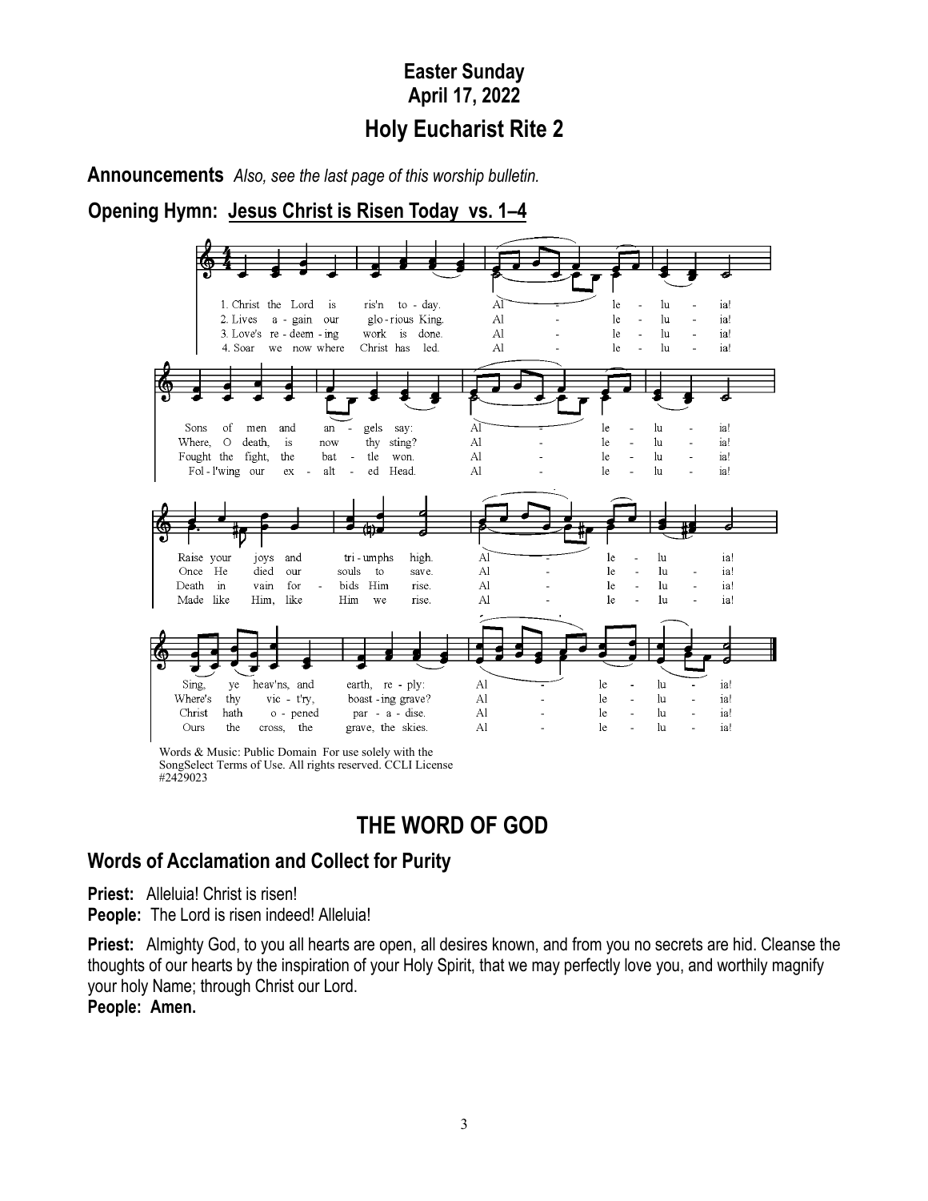## Easter Sunday
## April 17, 2022
# Holy Eucharist Rite 2

**Announcements** *Also, see the last page of this worship bulletin.*

**Opening Hymn: Jesus Christ is Risen Today vs. 1–4**

1. Christ the Lord is ris'n to - day. Al - le - lu - ia!
Sons of men and an - gels say: Al - le - lu - ia!
Raise your joys and tri - umphs high. Al - le - lu - ia!
Sing, ye heav'ns, and earth, re - ply: Al - le - lu - ia!

2. Lives a - gain our glo - rious King. Al - le - lu - ia!
Where, O death, is now thy sting? Al - le - lu - ia!
Once He died our souls to save. Al - le - lu - ia!
Where's thy vic - t'ry, boast - ing grave? Al - le - lu - ia!

3. Love's re - deem - ing work is done. Al - le - lu - ia!
Fought the fight, the bat - tle won. Al - le - lu - ia!
Death in vain for - bids Him rise. Al - le - lu - ia!
Christ hath o - pened par - a - dise. Al - le - lu - ia!

4. Soar we now where Christ has led. Al - le - lu - ia!
Fol - l'wing our ex - alt - ed Head. Al - le - lu - ia!
Made like Him, like Him we rise. Al - le - lu - ia!
Ours the cross, the grave, the skies. Al - le - lu - ia!

Words & Music: Public Domain For use solely with the SongSelect Terms of Use. All rights reserved. CCLI License #2429023

# THE WORD OF GOD

## Words of Acclamation and Collect for Purity

**Priest:** Alleluia! Christ is risen!
**People:** The Lord is risen indeed! Alleluia!

**Priest:** Almighty God, to you all hearts are open, all desires known, and from you no secrets are hid. Cleanse the thoughts of our hearts by the inspiration of your Holy Spirit, that we may perfectly love you, and worthily magnify your holy Name; through Christ our Lord.
**People: Amen.**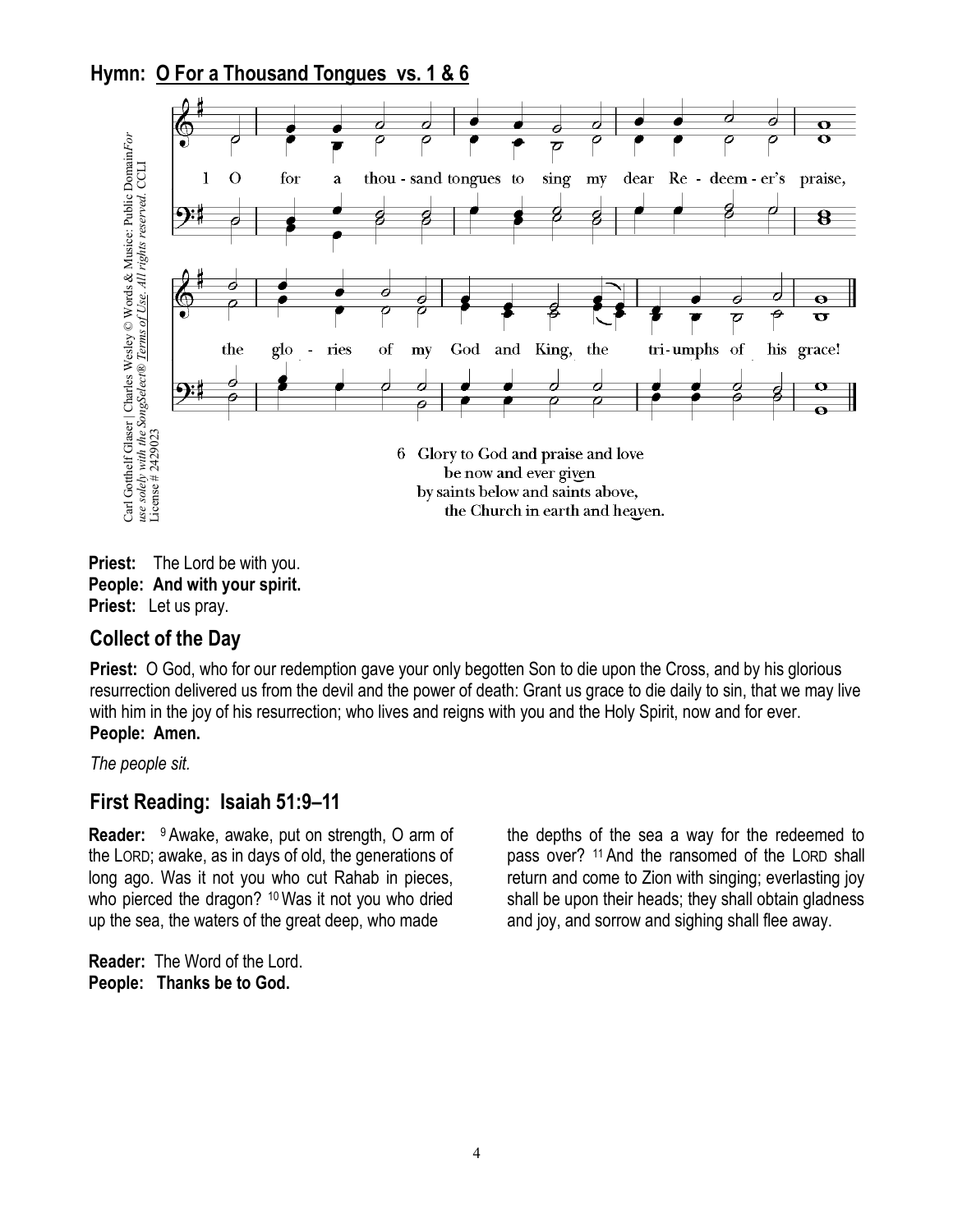## Hymn: O For a Thousand Tongues vs. 1 & 6

1 O for a thousand tongues to sing my dear Redeemer's praise, the glories of my God and King, the triumphs of his grace!

6 Glory to God and praise and love
be now and ever given
by saints below and saints above,
the Church in earth and heaven.

Carl Gotthelf Glaser | Charles Wesley © Words & Music: Public Domain *For use solely with the SongSelect® Terms of Use. All rights reserved.* CCLI License # 2429023

**Priest:** The Lord be with you.
**People: And with your spirit.**
**Priest:** Let us pray.

## Collect of the Day

**Priest:** O God, who for our redemption gave your only begotten Son to die upon the Cross, and by his glorious resurrection delivered us from the devil and the power of death: Grant us grace to die daily to sin, that we may live with him in the joy of his resurrection; who lives and reigns with you and the Holy Spirit, now and for ever.
**People: Amen.**

*The people sit.*

## First Reading: Isaiah 51:9–11

**Reader:** 9 Awake, awake, put on strength, O arm of the LORD; awake, as in days of old, the generations of long ago. Was it not you who cut Rahab in pieces, who pierced the dragon? 10 Was it not you who dried up the sea, the waters of the great deep, who made the depths of the sea a way for the redeemed to pass over? 11 And the ransomed of the LORD shall return and come to Zion with singing; everlasting joy shall be upon their heads; they shall obtain gladness and joy, and sorrow and sighing shall flee away.

**Reader:** The Word of the Lord.
**People: Thanks be to God.**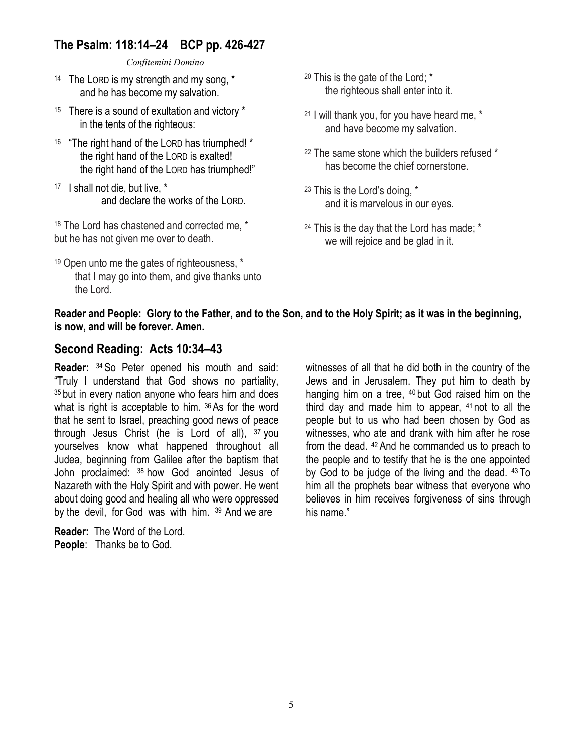## The Psalm: 118:14–24 BCP pp. 426-427

*Confitemini Domino*

14 The LORD is my strength and my song, *
and he has become my salvation.

15 There is a sound of exultation and victory *
in the tents of the righteous:

16 "The right hand of the LORD has triumphed! *
the right hand of the LORD is exalted!
the right hand of the LORD has triumphed!"

17 I shall not die, but live, *
and declare the works of the LORD.

18 The Lord has chastened and corrected me, *
but he has not given me over to death.

19 Open unto me the gates of righteousness, *
that I may go into them, and give thanks unto the Lord.

20 This is the gate of the Lord; *
the righteous shall enter into it.

21 I will thank you, for you have heard me, *
and have become my salvation.

22 The same stone which the builders refused *
has become the chief cornerstone.

23 This is the Lord's doing, *
and it is marvelous in our eyes.

24 This is the day that the Lord has made; *
we will rejoice and be glad in it.

**Reader and People: Glory to the Father, and to the Son, and to the Holy Spirit; as it was in the beginning, is now, and will be forever. Amen.**

## Second Reading: Acts 10:34–43

**Reader:** 34 So Peter opened his mouth and said: "Truly I understand that God shows no partiality, 35 but in every nation anyone who fears him and does what is right is acceptable to him. 36 As for the word that he sent to Israel, preaching good news of peace through Jesus Christ (he is Lord of all), 37 you yourselves know what happened throughout all Judea, beginning from Galilee after the baptism that John proclaimed: 38 how God anointed Jesus of Nazareth with the Holy Spirit and with power. He went about doing good and healing all who were oppressed by the devil, for God was with him. 39 And we are witnesses of all that he did both in the country of the Jews and in Jerusalem. They put him to death by hanging him on a tree, 40 but God raised him on the third day and made him to appear, 41 not to all the people but to us who had been chosen by God as witnesses, who ate and drank with him after he rose from the dead. 42 And he commanded us to preach to the people and to testify that he is the one appointed by God to be judge of the living and the dead. 43 To him all the prophets bear witness that everyone who believes in him receives forgiveness of sins through his name."

**Reader:** The Word of the Lord.
**People**: Thanks be to God.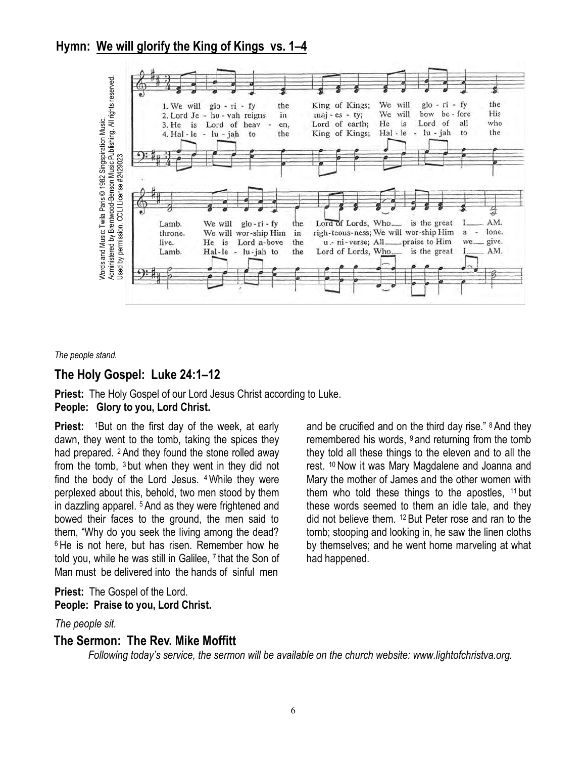## Hymn: We will glorify the King of Kings vs. 1–4

Words and Music: Twila Paris © 1982 Singspiration Music. Administered by Brentwood-Benson Music Publishing. All rights reserved. Used by permission. CCLI License #2429023

1. We will glorify the King of Kings; We will glorify the Lamb. We will glorify the Lord of Lords, Who is the great I AM.
2. Lord Jehovah reigns in majesty; We will bow before His throne. We will worship Him in righteousness; We will worship Him alone.
3. He is Lord of heaven, Lord of earth; He is Lord of all who live. He is Lord above the universe; All praise to Him we give.
4. Hallelujah to the King of Kings; Hallelujah to the Lamb. Hallelujah to the Lord of Lords, Who is the great I AM.

*The people stand.*

## The Holy Gospel: Luke 24:1–12

**Priest:** The Holy Gospel of our Lord Jesus Christ according to Luke.
**People: Glory to you, Lord Christ.**

**Priest:** [1]But on the first day of the week, at early dawn, they went to the tomb, taking the spices they had prepared. [2] And they found the stone rolled away from the tomb, [3] but when they went in they did not find the body of the Lord Jesus. [4] While they were perplexed about this, behold, two men stood by them in dazzling apparel. [5] And as they were frightened and bowed their faces to the ground, the men said to them, "Why do you seek the living among the dead? [6] He is not here, but has risen. Remember how he told you, while he was still in Galilee, [7] that the Son of Man must be delivered into the hands of sinful men and be crucified and on the third day rise." [8] And they remembered his words, [9] and returning from the tomb they told all these things to the eleven and to all the rest. [10] Now it was Mary Magdalene and Joanna and Mary the mother of James and the other women with them who told these things to the apostles, [11] but these words seemed to them an idle tale, and they did not believe them. [12] But Peter rose and ran to the tomb; stooping and looking in, he saw the linen cloths by themselves; and he went home marveling at what had happened.

**Priest:** The Gospel of the Lord.
**People: Praise to you, Lord Christ.**

*The people sit.*

## The Sermon: The Rev. Mike Moffitt

*Following today's service, the sermon will be available on the church website: www.lightofchristva.org.*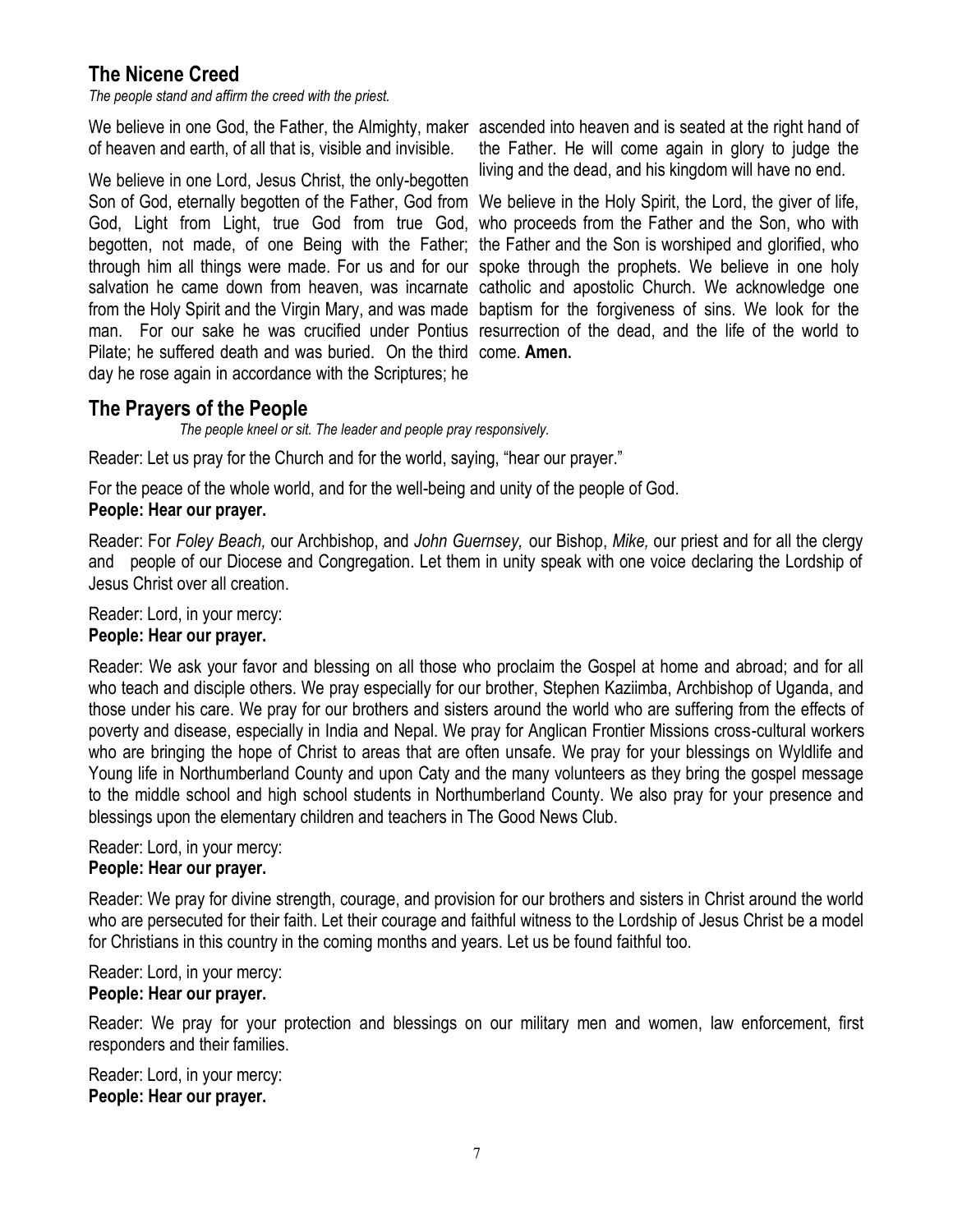## The Nicene Creed

*The people stand and affirm the creed with the priest.*

We believe in one God, the Father, the Almighty, maker of heaven and earth, of all that is, visible and invisible.

We believe in one Lord, Jesus Christ, the only-begotten Son of God, eternally begotten of the Father, God from God, Light from Light, true God from true God, begotten, not made, of one Being with the Father; through him all things were made. For us and for our salvation he came down from heaven, was incarnate from the Holy Spirit and the Virgin Mary, and was made man. For our sake he was crucified under Pontius Pilate; he suffered death and was buried. On the third day he rose again in accordance with the Scriptures; he ascended into heaven and is seated at the right hand of the Father. He will come again in glory to judge the living and the dead, and his kingdom will have no end.

We believe in the Holy Spirit, the Lord, the giver of life, who proceeds from the Father and the Son, who with the Father and the Son is worshiped and glorified, who spoke through the prophets. We believe in one holy catholic and apostolic Church. We acknowledge one baptism for the forgiveness of sins. We look for the resurrection of the dead, and the life of the world to come. **Amen.**

## The Prayers of the People

*The people kneel or sit. The leader and people pray responsively.*

Reader: Let us pray for the Church and for the world, saying, "hear our prayer."

For the peace of the whole world, and for the well-being and unity of the people of God.
**People: Hear our prayer.**

Reader: For *Foley Beach,* our Archbishop, and *John Guernsey,* our Bishop, *Mike,* our priest and for all the clergy and people of our Diocese and Congregation. Let them in unity speak with one voice declaring the Lordship of Jesus Christ over all creation.

Reader: Lord, in your mercy:
**People: Hear our prayer.**

Reader: We ask your favor and blessing on all those who proclaim the Gospel at home and abroad; and for all who teach and disciple others. We pray especially for our brother, Stephen Kaziimba, Archbishop of Uganda, and those under his care. We pray for our brothers and sisters around the world who are suffering from the effects of poverty and disease, especially in India and Nepal. We pray for Anglican Frontier Missions cross-cultural workers who are bringing the hope of Christ to areas that are often unsafe. We pray for your blessings on Wyldlife and Young life in Northumberland County and upon Caty and the many volunteers as they bring the gospel message to the middle school and high school students in Northumberland County. We also pray for your presence and blessings upon the elementary children and teachers in The Good News Club.

Reader: Lord, in your mercy:
**People: Hear our prayer.**

Reader: We pray for divine strength, courage, and provision for our brothers and sisters in Christ around the world who are persecuted for their faith. Let their courage and faithful witness to the Lordship of Jesus Christ be a model for Christians in this country in the coming months and years. Let us be found faithful too.

Reader: Lord, in your mercy:
**People: Hear our prayer.**

Reader: We pray for your protection and blessings on our military men and women, law enforcement, first responders and their families.

Reader: Lord, in your mercy:
**People: Hear our prayer.**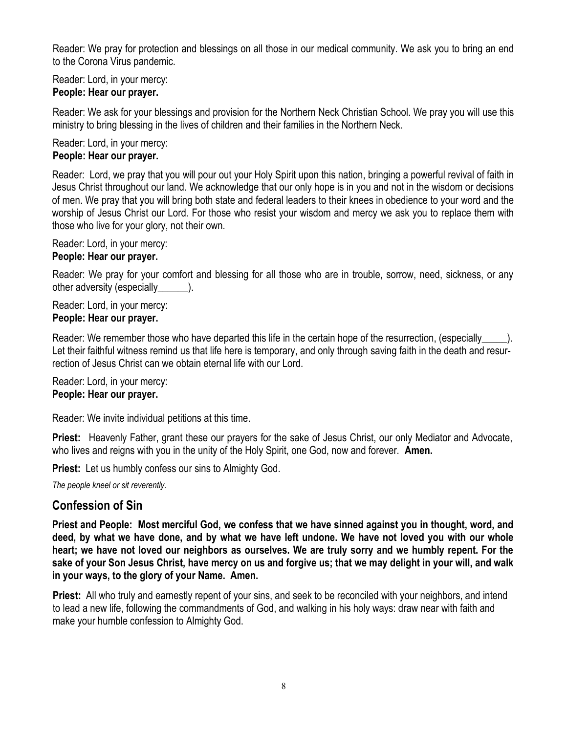Reader: We pray for protection and blessings on all those in our medical community. We ask you to bring an end to the Corona Virus pandemic.

Reader: Lord, in your mercy:
**People: Hear our prayer.**

Reader: We ask for your blessings and provision for the Northern Neck Christian School. We pray you will use this ministry to bring blessing in the lives of children and their families in the Northern Neck.

Reader: Lord, in your mercy:
**People: Hear our prayer.**

Reader: Lord, we pray that you will pour out your Holy Spirit upon this nation, bringing a powerful revival of faith in Jesus Christ throughout our land. We acknowledge that our only hope is in you and not in the wisdom or decisions of men. We pray that you will bring both state and federal leaders to their knees in obedience to your word and the worship of Jesus Christ our Lord. For those who resist your wisdom and mercy we ask you to replace them with those who live for your glory, not their own.

Reader: Lord, in your mercy:
**People: Hear our prayer.**

Reader: We pray for your comfort and blessing for all those who are in trouble, sorrow, need, sickness, or any other adversity (especially______).

Reader: Lord, in your mercy:
**People: Hear our prayer.**

Reader: We remember those who have departed this life in the certain hope of the resurrection, (especially_____). Let their faithful witness remind us that life here is temporary, and only through saving faith in the death and resurrection of Jesus Christ can we obtain eternal life with our Lord.

Reader: Lord, in your mercy:
**People: Hear our prayer.**

Reader: We invite individual petitions at this time.

**Priest:** Heavenly Father, grant these our prayers for the sake of Jesus Christ, our only Mediator and Advocate, who lives and reigns with you in the unity of the Holy Spirit, one God, now and forever. **Amen.**

**Priest:** Let us humbly confess our sins to Almighty God.

*The people kneel or sit reverently.*

## Confession of Sin

**Priest and People: Most merciful God, we confess that we have sinned against you in thought, word, and deed, by what we have done, and by what we have left undone. We have not loved you with our whole heart; we have not loved our neighbors as ourselves. We are truly sorry and we humbly repent. For the sake of your Son Jesus Christ, have mercy on us and forgive us; that we may delight in your will, and walk in your ways, to the glory of your Name. Amen.**

**Priest:** All who truly and earnestly repent of your sins, and seek to be reconciled with your neighbors, and intend to lead a new life, following the commandments of God, and walking in his holy ways: draw near with faith and make your humble confession to Almighty God.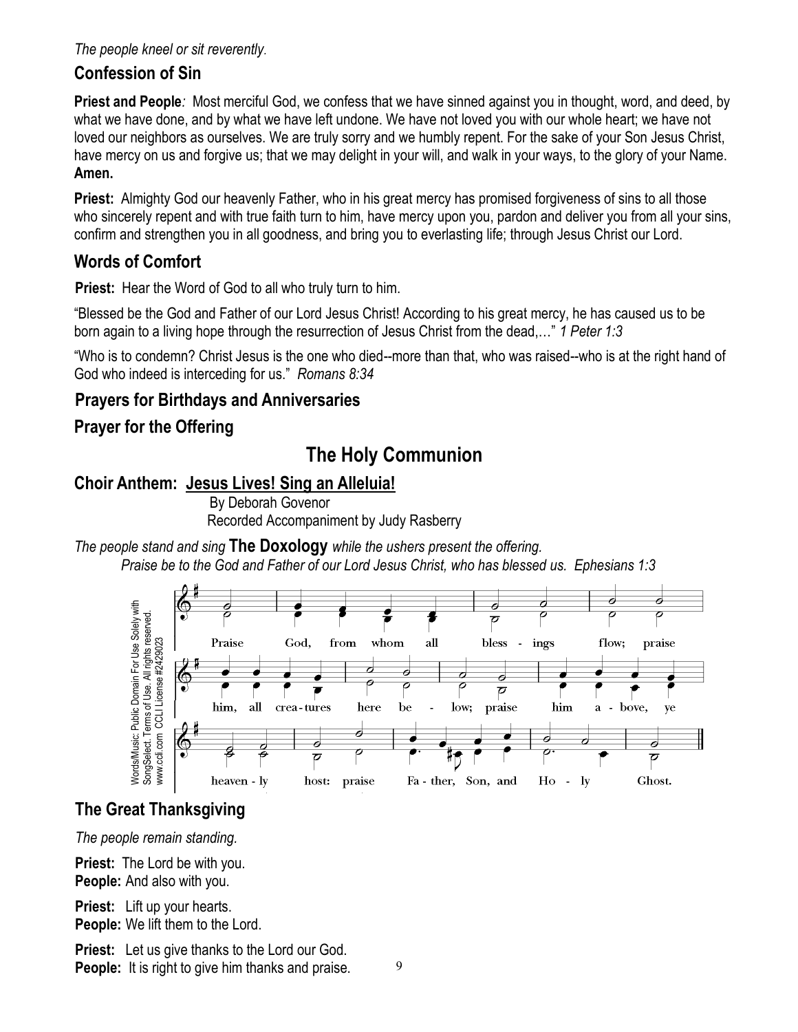*The people kneel or sit reverently.*

## Confession of Sin

**Priest and People***:* Most merciful God, we confess that we have sinned against you in thought, word, and deed, by what we have done, and by what we have left undone. We have not loved you with our whole heart; we have not loved our neighbors as ourselves. We are truly sorry and we humbly repent. For the sake of your Son Jesus Christ, have mercy on us and forgive us; that we may delight in your will, and walk in your ways, to the glory of your Name. **Amen.**

**Priest:** Almighty God our heavenly Father, who in his great mercy has promised forgiveness of sins to all those who sincerely repent and with true faith turn to him, have mercy upon you, pardon and deliver you from all your sins, confirm and strengthen you in all goodness, and bring you to everlasting life; through Jesus Christ our Lord.

## Words of Comfort

**Priest:** Hear the Word of God to all who truly turn to him.

"Blessed be the God and Father of our Lord Jesus Christ! According to his great mercy, he has caused us to be born again to a living hope through the resurrection of Jesus Christ from the dead,…" *1 Peter 1:3*

"Who is to condemn? Christ Jesus is the one who died--more than that, who was raised--who is at the right hand of God who indeed is interceding for us." *Romans 8:34*

## Prayers for Birthdays and Anniversaries

## Prayer for the Offering

# The Holy Communion

## Choir Anthem: Jesus Lives! Sing an Alleluia!

By Deborah Govenor
Recorded Accompaniment by Judy Rasberry

*The people stand and sing* **The Doxology** *while the ushers present the offering.*

*Praise be to the God and Father of our Lord Jesus Christ, who has blessed us. Ephesians 1:3*

Praise God, from whom all bless - ings flow; praise him, all crea-tures here be - low; praise him a - bove, ye heaven - ly host: praise Fa - ther, Son, and Ho - ly Ghost.

Words/Music: Public Domain For Use Solely with SongSelect. Terms of Use. All rights reserved. www.ccli.com CCLI License #2429023

## The Great Thanksgiving

*The people remain standing.*

**Priest:** The Lord be with you.
**People:** And also with you.

**Priest:** Lift up your hearts.
**People:** We lift them to the Lord.

**Priest:** Let us give thanks to the Lord our God.
**People:** It is right to give him thanks and praise.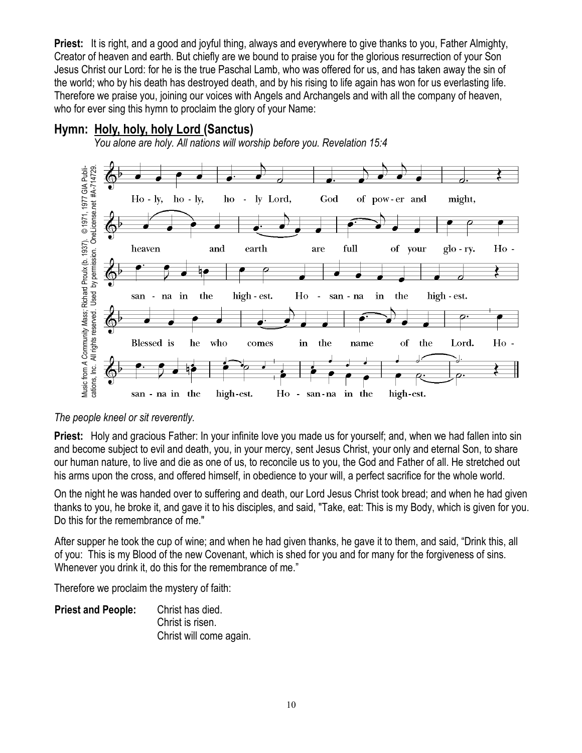**Priest:** It is right, and a good and joyful thing, always and everywhere to give thanks to you, Father Almighty, Creator of heaven and earth. But chiefly are we bound to praise you for the glorious resurrection of your Son Jesus Christ our Lord: for he is the true Paschal Lamb, who was offered for us, and has taken away the sin of the world; who by his death has destroyed death, and by his rising to life again has won for us everlasting life. Therefore we praise you, joining our voices with Angels and Archangels and with all the company of heaven, who for ever sing this hymn to proclaim the glory of your Name:

## Hymn: Holy, holy, holy Lord (Sanctus)

*You alone are holy. All nations will worship before you. Revelation 15:4*

Music from *A Community Mass*; Richard Proulx (b. 1937). © 1971, 1977 GIA Publications, Inc. All rights reserved. Used by permission. OneLicense.net #A-714729.

Ho - ly, ho - ly, ho - ly Lord, God of pow - er and might, heaven and earth are full of your glo - ry. Ho - san - na in the high - est. Ho - san - na in the high - est. Blessed is he who comes in the name of the Lord. Ho - san - na in the high-est. Ho - san-na in the high-est.

*The people kneel or sit reverently.*

**Priest:** Holy and gracious Father: In your infinite love you made us for yourself; and, when we had fallen into sin and become subject to evil and death, you, in your mercy, sent Jesus Christ, your only and eternal Son, to share our human nature, to live and die as one of us, to reconcile us to you, the God and Father of all. He stretched out his arms upon the cross, and offered himself, in obedience to your will, a perfect sacrifice for the whole world.

On the night he was handed over to suffering and death, our Lord Jesus Christ took bread; and when he had given thanks to you, he broke it, and gave it to his disciples, and said, "Take, eat: This is my Body, which is given for you. Do this for the remembrance of me."

After supper he took the cup of wine; and when he had given thanks, he gave it to them, and said, "Drink this, all of you: This is my Blood of the new Covenant, which is shed for you and for many for the forgiveness of sins. Whenever you drink it, do this for the remembrance of me."

Therefore we proclaim the mystery of faith:

**Priest and People:** Christ has died.
Christ is risen.
Christ will come again.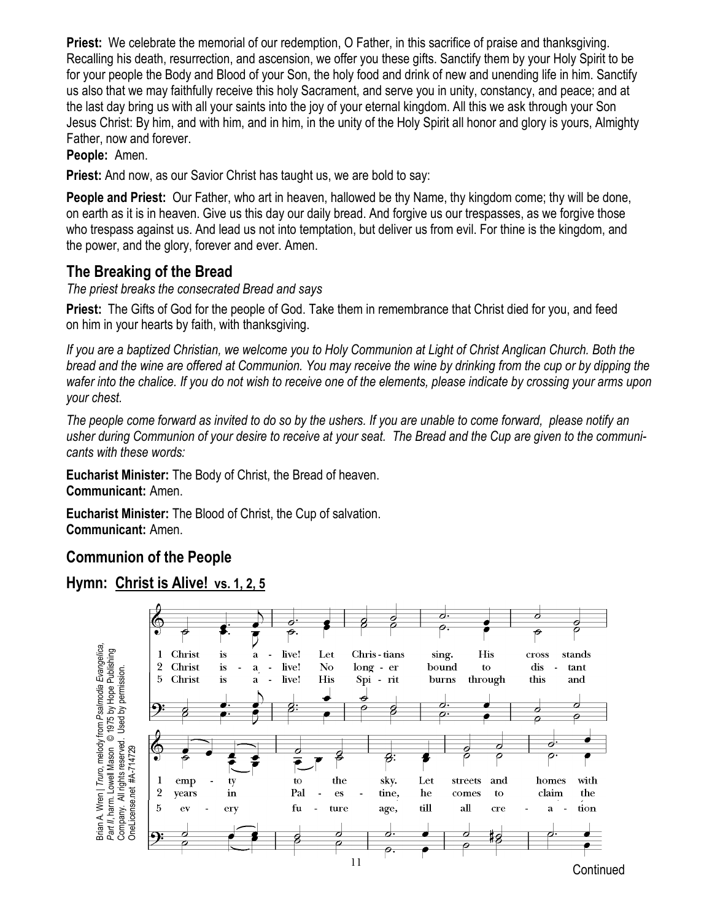**Priest:** We celebrate the memorial of our redemption, O Father, in this sacrifice of praise and thanksgiving. Recalling his death, resurrection, and ascension, we offer you these gifts. Sanctify them by your Holy Spirit to be for your people the Body and Blood of your Son, the holy food and drink of new and unending life in him. Sanctify us also that we may faithfully receive this holy Sacrament, and serve you in unity, constancy, and peace; and at the last day bring us with all your saints into the joy of your eternal kingdom. All this we ask through your Son Jesus Christ: By him, and with him, and in him, in the unity of the Holy Spirit all honor and glory is yours, Almighty Father, now and forever.

**People:** Amen.

**Priest:** And now, as our Savior Christ has taught us, we are bold to say:

**People and Priest:** Our Father, who art in heaven, hallowed be thy Name, thy kingdom come; thy will be done, on earth as it is in heaven. Give us this day our daily bread. And forgive us our trespasses, as we forgive those who trespass against us. And lead us not into temptation, but deliver us from evil. For thine is the kingdom, and the power, and the glory, forever and ever. Amen.

## The Breaking of the Bread

*The priest breaks the consecrated Bread and says*

**Priest:** The Gifts of God for the people of God. Take them in remembrance that Christ died for you, and feed on him in your hearts by faith, with thanksgiving.

*If you are a baptized Christian, we welcome you to Holy Communion at Light of Christ Anglican Church. Both the bread and the wine are offered at Communion. You may receive the wine by drinking from the cup or by dipping the wafer into the chalice. If you do not wish to receive one of the elements, please indicate by crossing your arms upon your chest.*

*The people come forward as invited to do so by the ushers. If you are unable to come forward, please notify an usher during Communion of your desire to receive at your seat. The Bread and the Cup are given to the communicants with these words:*

**Eucharist Minister:** The Body of Christ, the Bread of heaven.
**Communicant:** Amen.

**Eucharist Minister:** The Blood of Christ, the Cup of salvation.
**Communicant:** Amen.

## Communion of the People

## Hymn: Christ is Alive! vs. 1, 2, 5

Brian A. Wren | *Truro*, melody from *Psalmodia Evangelica, Part II*, harm. Lowell Mason © 1975 by Hope Publishing Company. All rights reserved. Used by permission. OneLicense.net #A-714729

1 Christ is a - live! Let Chris - tians sing. His cross stands emp - ty to the sky. Let streets and homes with

2 Christ is a - live! No long - er bound to dis - tant years in Pal - es - tine, he comes to claim the

5 Christ is a - live! His Spi - rit burns through this and ev - ery fu - ture age, till all cre - a - tion

Continued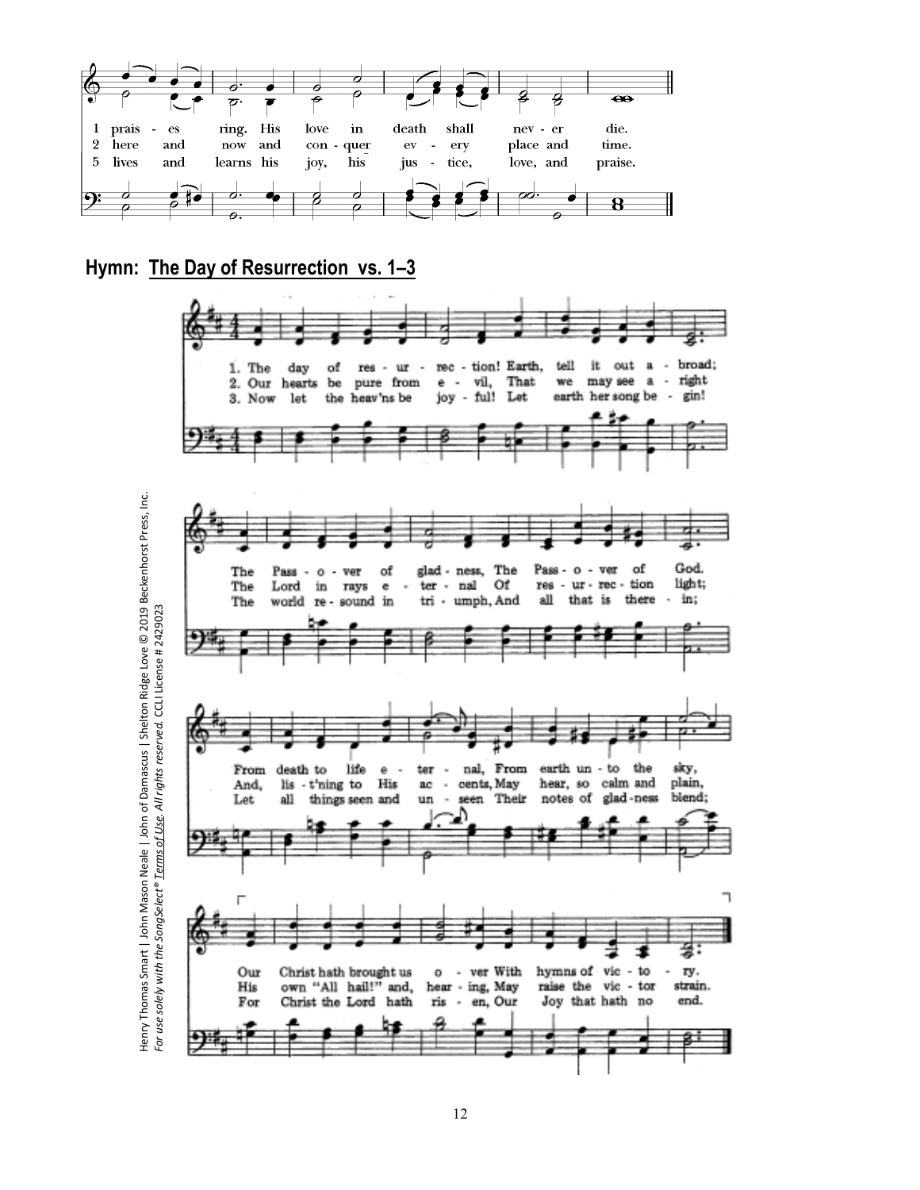1 prais - es ring. His love in death shall nev - er die.
2 here and now and con - quer ev - ery place and time.
5 lives and learns his joy, his jus - tice, love, and praise.

**Hymn: The Day of Resurrection vs. 1–3**

1. The day of res - ur - rec - tion! Earth, tell it out a - broad;
The Pass - o - ver of glad - ness, The Pass - o - ver of God.
From death to life e - ter - nal, From earth un - to the sky,
Our Christ hath brought us o - ver With hymns of vic - to - ry.

2. Our hearts be pure from e - vil, That we may see a - right
The Lord in rays e - ter - nal Of res - ur - rec - tion light;
And, lis - t'ning to His ac - cents, May hear, so calm and plain,
His own "All hail!" and, hear - ing, May raise the vic - tor strain.

3. Now let the heav'ns be joy - ful! Let earth her song be - gin!
The world re - sound in tri - umph, And all that is there - in;
Let all things seen and un - seen Their notes of glad-ness blend;
For Christ the Lord hath ris - en, Our Joy that hath no end.

Henry Thomas Smart | John Mason Neale | John of Damascus | Shelton Ridge Love © 2019 Beckenhorst Press, Inc.
*For use solely with the SongSelect® Terms of Use. All rights reserved.* CCLI License # 2429023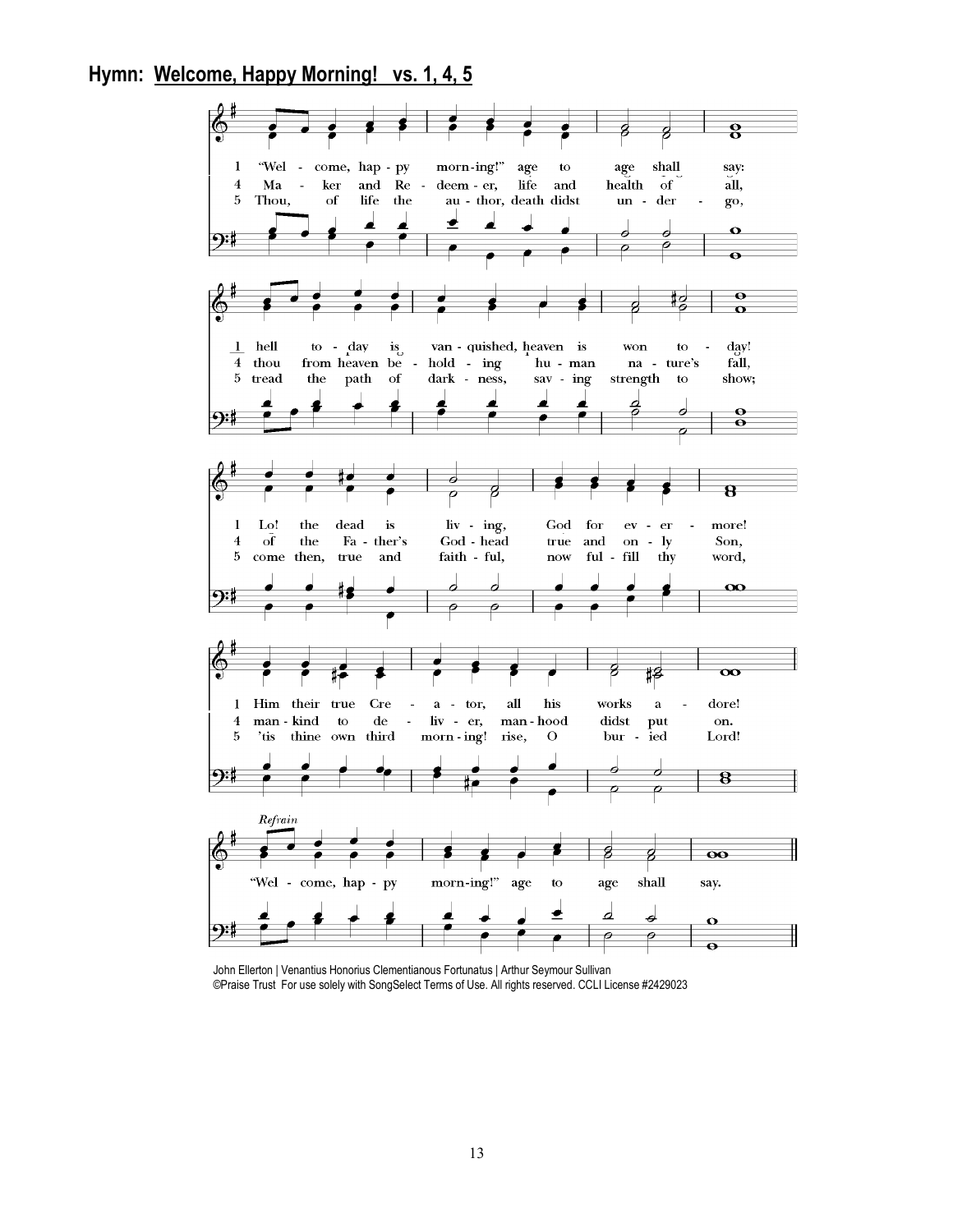## Hymn: Welcome, Happy Morning! vs. 1, 4, 5

1 "Welcome, happy morning!" age to age shall say:
hell today is vanquished, heaven is won today!
Lo! the dead is living, God for evermore!
Him their true Creator, all his works adore!

4 Maker and Redeemer, life and health of all,
thou from heaven beholding human nature's fall,
of the Father's Godhead true and only Son,
mankind to deliver, manhood didst put on.

5 Thou, of life the author, death didst undergo,
tread the path of darkness, saving strength to show;
come then, true and faithful, now fulfill thy word,
'tis thine own third morning! rise, O buried Lord!

*Refrain*

"Welcome, happy morning!" age to age shall say.

John Ellerton | Venantius Honorius Clementianous Fortunatus | Arthur Seymour Sullivan
©Praise Trust For use solely with SongSelect Terms of Use. All rights reserved. CCLI License #2429023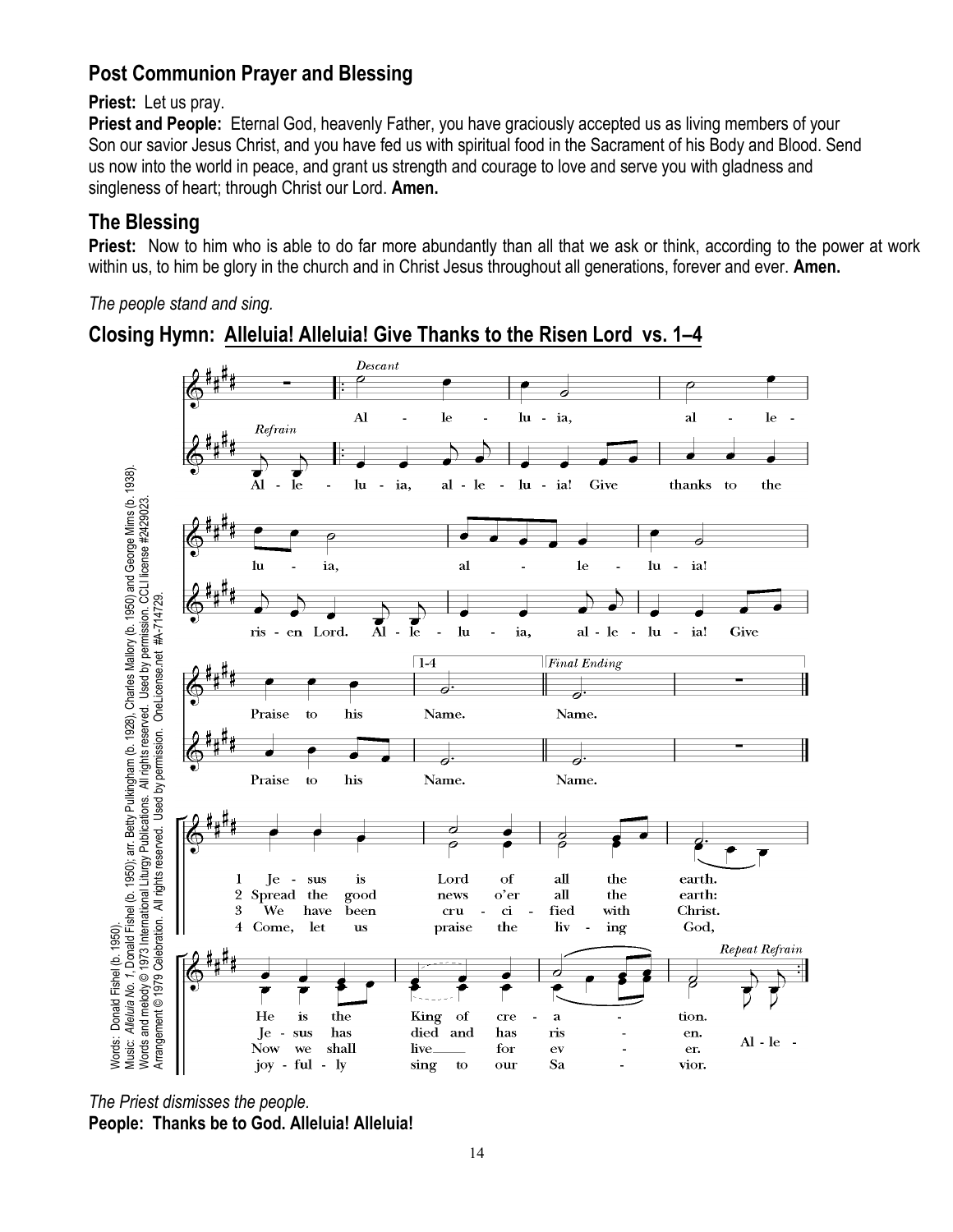## Post Communion Prayer and Blessing

**Priest:** Let us pray.

**Priest and People:** Eternal God, heavenly Father, you have graciously accepted us as living members of your Son our savior Jesus Christ, and you have fed us with spiritual food in the Sacrament of his Body and Blood. Send us now into the world in peace, and grant us strength and courage to love and serve you with gladness and singleness of heart; through Christ our Lord. **Amen.**

## The Blessing

**Priest:** Now to him who is able to do far more abundantly than all that we ask or think, according to the power at work within us, to him be glory in the church and in Christ Jesus throughout all generations, forever and ever. **Amen.**

*The people stand and sing.*

## Closing Hymn: Alleluia! Alleluia! Give Thanks to the Risen Lord vs. 1–4

Words: Donald Fishel (b. 1950).
Music: *Alleluia No. 1*, Donald Fishel (b. 1950); arr. Betty Pulkingham (b. 1928), Charles Mallory (b. 1950) and George Mims (b. 1938).
Words and melody © 1973 International Liturgy Publications. All rights reserved. Used by permission. CCLI license #2429023.
Arrangement © 1979 Celebration. All rights reserved. Used by permission. OneLicense.net #A-714729.

*Descant*

Alleluia, alleluia, alleluia! Praise to his Name. (Final Ending) Name.

*Refrain*

Alleluia, alleluia! Give thanks to the risen Lord. Alleluia, alleluia! Give praise to his Name. (Final Ending) Name.

1 Jesus is Lord of all the earth. He is the King of creation.
2 Spread the good news o'er all the earth: Jesus has died and has risen.
3 We have been crucified with Christ. Now we shall live for ever.
4 Come, let us praise the living God, joyfully sing to our Savior.

*Repeat Refrain*

*The Priest dismisses the people.*

**People: Thanks be to God. Alleluia! Alleluia!**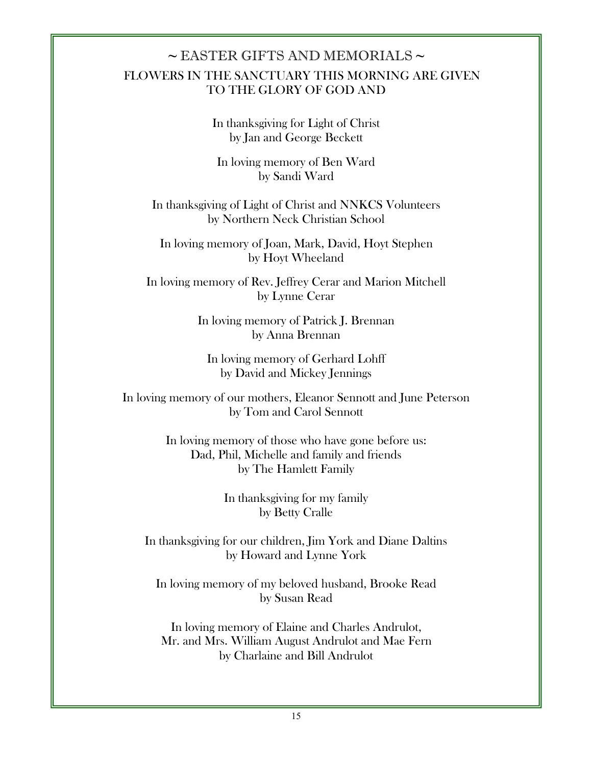# ~ EASTER GIFTS AND MEMORIALS ~

## FLOWERS IN THE SANCTUARY THIS MORNING ARE GIVEN TO THE GLORY OF GOD AND

In thanksgiving for Light of Christ
by Jan and George Beckett

In loving memory of Ben Ward
by Sandi Ward

In thanksgiving of Light of Christ and NNKCS Volunteers
by Northern Neck Christian School

In loving memory of Joan, Mark, David, Hoyt Stephen
by Hoyt Wheeland

In loving memory of Rev. Jeffrey Cerar and Marion Mitchell
by Lynne Cerar

In loving memory of Patrick J. Brennan
by Anna Brennan

In loving memory of Gerhard Lohff
by David and Mickey Jennings

In loving memory of our mothers, Eleanor Sennott and June Peterson
by Tom and Carol Sennott

In loving memory of those who have gone before us:
Dad, Phil, Michelle and family and friends
by The Hamlett Family

In thanksgiving for my family
by Betty Cralle

In thanksgiving for our children, Jim York and Diane Daltins
by Howard and Lynne York

In loving memory of my beloved husband, Brooke Read
by Susan Read

In loving memory of Elaine and Charles Andrulot,
Mr. and Mrs. William August Andrulot and Mae Fern
by Charlaine and Bill Andrulot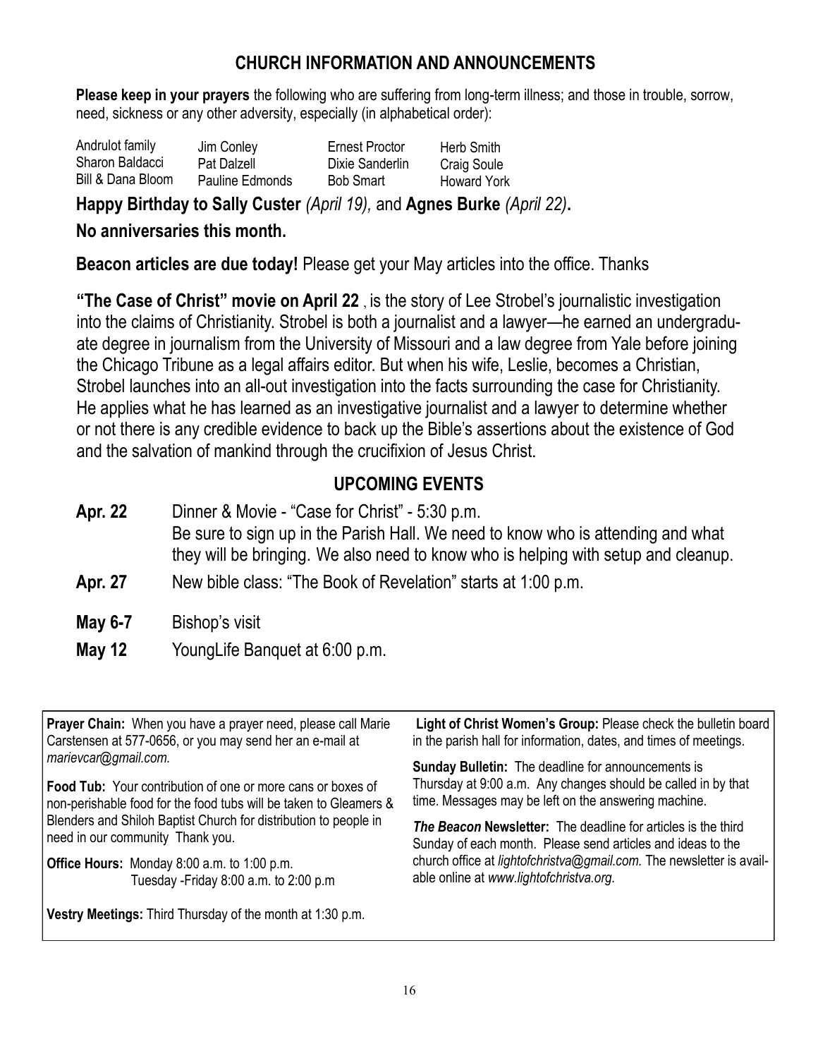## CHURCH INFORMATION AND ANNOUNCEMENTS

**Please keep in your prayers** the following who are suffering from long-term illness; and those in trouble, sorrow, need, sickness or any other adversity, especially (in alphabetical order):

| | | | |
|---|---|---|---|
| Andrulot family | Jim Conley | Ernest Proctor | Herb Smith |
| Sharon Baldacci | Pat Dalzell | Dixie Sanderlin | Craig Soule |
| Bill & Dana Bloom | Pauline Edmonds | Bob Smart | Howard York |

**Happy Birthday to Sally Custer** *(April 19),* and **Agnes Burke** *(April 22)*.

**No anniversaries this month.**

**Beacon articles are due today!** Please get your May articles into the office. Thanks

**"The Case of Christ" movie on April 22** , is the story of Lee Strobel's journalistic investigation into the claims of Christianity. Strobel is both a journalist and a lawyer—he earned an undergraduate degree in journalism from the University of Missouri and a law degree from Yale before joining the Chicago Tribune as a legal affairs editor. But when his wife, Leslie, becomes a Christian, Strobel launches into an all-out investigation into the facts surrounding the case for Christianity. He applies what he has learned as an investigative journalist and a lawyer to determine whether or not there is any credible evidence to back up the Bible's assertions about the existence of God and the salvation of mankind through the crucifixion of Jesus Christ.

## UPCOMING EVENTS

**Apr. 22** Dinner & Movie - "Case for Christ" - 5:30 p.m.
Be sure to sign up in the Parish Hall. We need to know who is attending and what they will be bringing. We also need to know who is helping with setup and cleanup.

**Apr. 27** New bible class: "The Book of Revelation" starts at 1:00 p.m.

**May 6-7** Bishop's visit

**May 12** YoungLife Banquet at 6:00 p.m.

**Prayer Chain:** When you have a prayer need, please call Marie Carstensen at 577-0656, or you may send her an e-mail at *marievcar@gmail.com.*

**Food Tub:** Your contribution of one or more cans or boxes of non-perishable food for the food tubs will be taken to Gleamers & Blenders and Shiloh Baptist Church for distribution to people in need in our community Thank you.

**Office Hours:** Monday 8:00 a.m. to 1:00 p.m.
Tuesday -Friday 8:00 a.m. to 2:00 p.m

**Vestry Meetings:** Third Thursday of the month at 1:30 p.m.

**Light of Christ Women's Group:** Please check the bulletin board in the parish hall for information, dates, and times of meetings.

**Sunday Bulletin:** The deadline for announcements is Thursday at 9:00 a.m. Any changes should be called in by that time. Messages may be left on the answering machine.

***The Beacon* Newsletter:** The deadline for articles is the third Sunday of each month. Please send articles and ideas to the church office at *lightofchristva@gmail.com.* The newsletter is available online at *www.lightofchristva.org.*